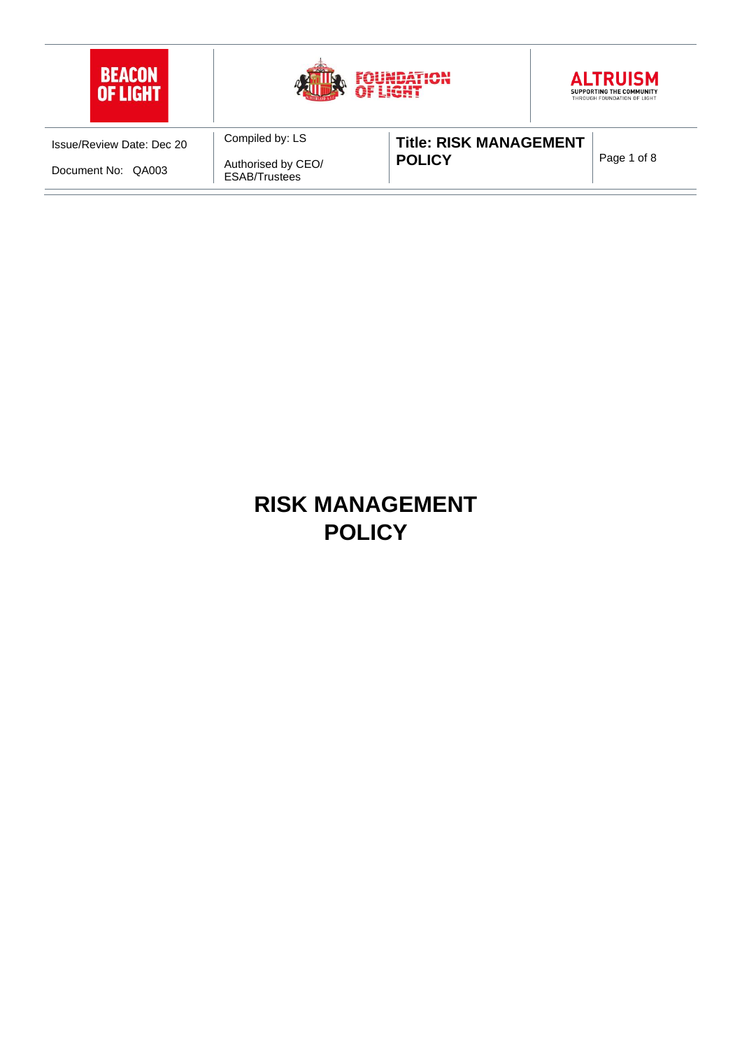# RISK MANAGEMENT POLICY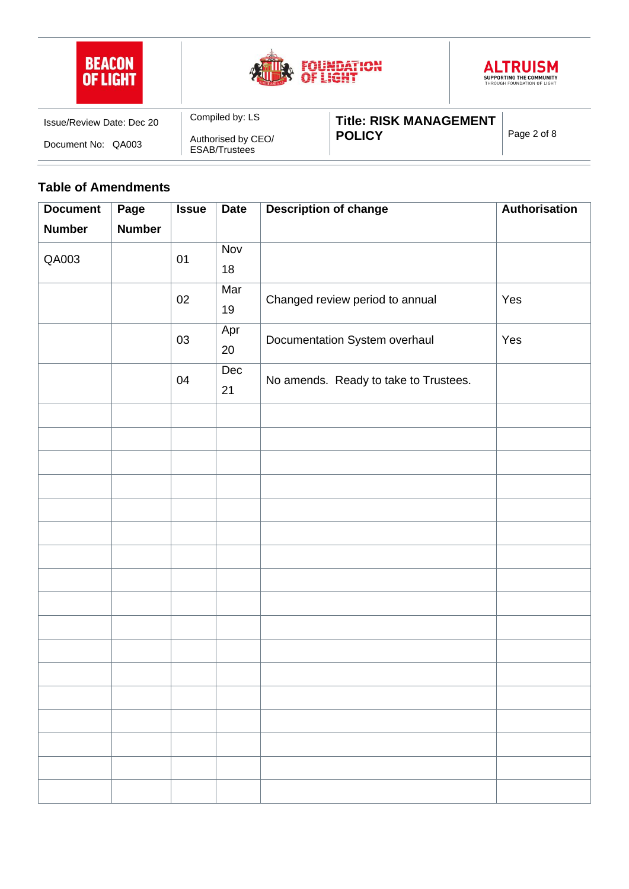## Table of Amendments

| Document Number | Page Number | Issue | Date | Description of change | Authorisation |
|---|---|---|---|---|---|
| QA003 | | 01 | Nov 18 | | |
| | | 02 | Mar 19 | Changed review period to annual | Yes |
| | | 03 | Apr 20 | Documentation System overhaul | Yes |
| | | 04 | Dec 21 | No amends. Ready to take to Trustees. | |
| | | | | | |
| | | | | | |
| | | | | | |
| | | | | | |
| | | | | | |
| | | | | | |
| | | | | | |
| | | | | | |
| | | | | | |
| | | | | | |
| | | | | | |
| | | | | | |
| | | | | | |
| | | | | | |
| | | | | | |
| | | | | | |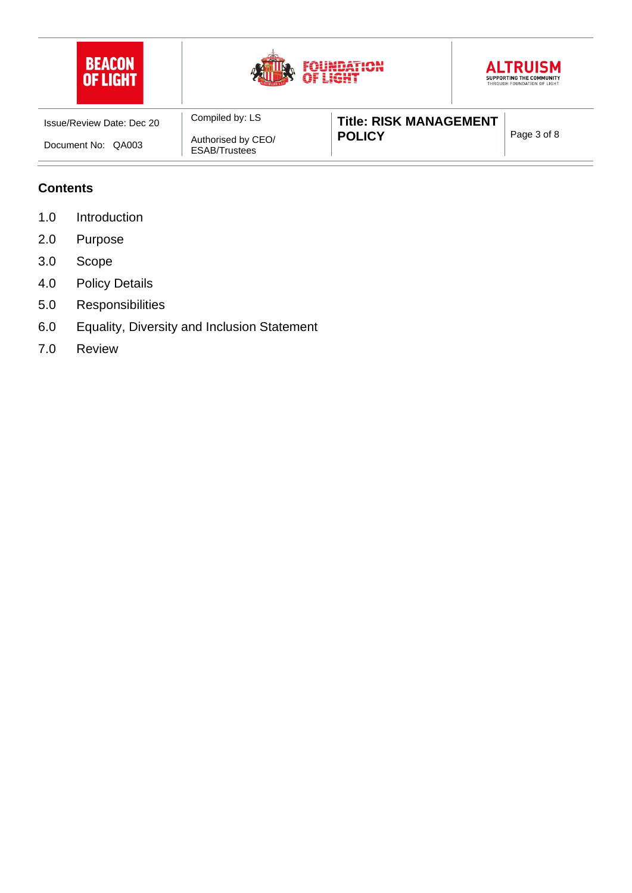## Contents

1.0 Introduction

2.0 Purpose

3.0 Scope

4.0 Policy Details

5.0 Responsibilities

6.0 Equality, Diversity and Inclusion Statement

7.0 Review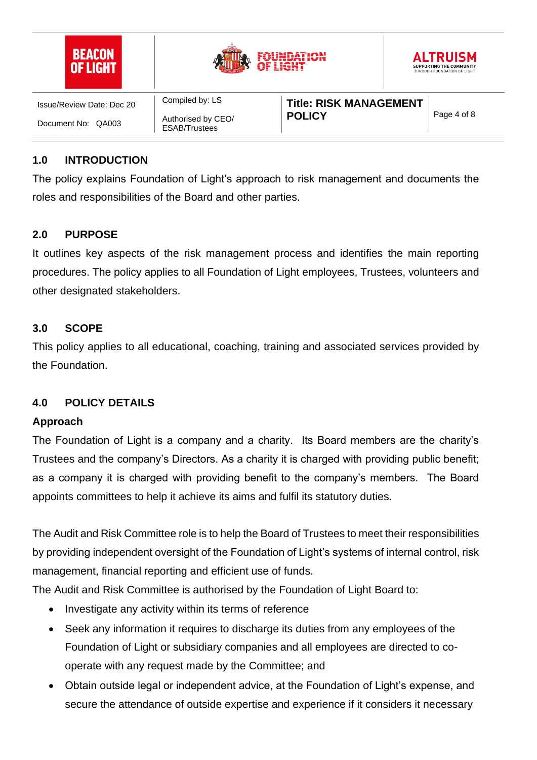## 1.0 INTRODUCTION

The policy explains Foundation of Light's approach to risk management and documents the roles and responsibilities of the Board and other parties.

## 2.0 PURPOSE

It outlines key aspects of the risk management process and identifies the main reporting procedures. The policy applies to all Foundation of Light employees, Trustees, volunteers and other designated stakeholders.

## 3.0 SCOPE

This policy applies to all educational, coaching, training and associated services provided by the Foundation.

## 4.0 POLICY DETAILS

**Approach**

The Foundation of Light is a company and a charity. Its Board members are the charity's Trustees and the company's Directors. As a charity it is charged with providing public benefit; as a company it is charged with providing benefit to the company's members. The Board appoints committees to help it achieve its aims and fulfil its statutory duties.

The Audit and Risk Committee role is to help the Board of Trustees to meet their responsibilities by providing independent oversight of the Foundation of Light's systems of internal control, risk management, financial reporting and efficient use of funds.

The Audit and Risk Committee is authorised by the Foundation of Light Board to:

- Investigate any activity within its terms of reference
- Seek any information it requires to discharge its duties from any employees of the Foundation of Light or subsidiary companies and all employees are directed to co-operate with any request made by the Committee; and
- Obtain outside legal or independent advice, at the Foundation of Light's expense, and secure the attendance of outside expertise and experience if it considers it necessary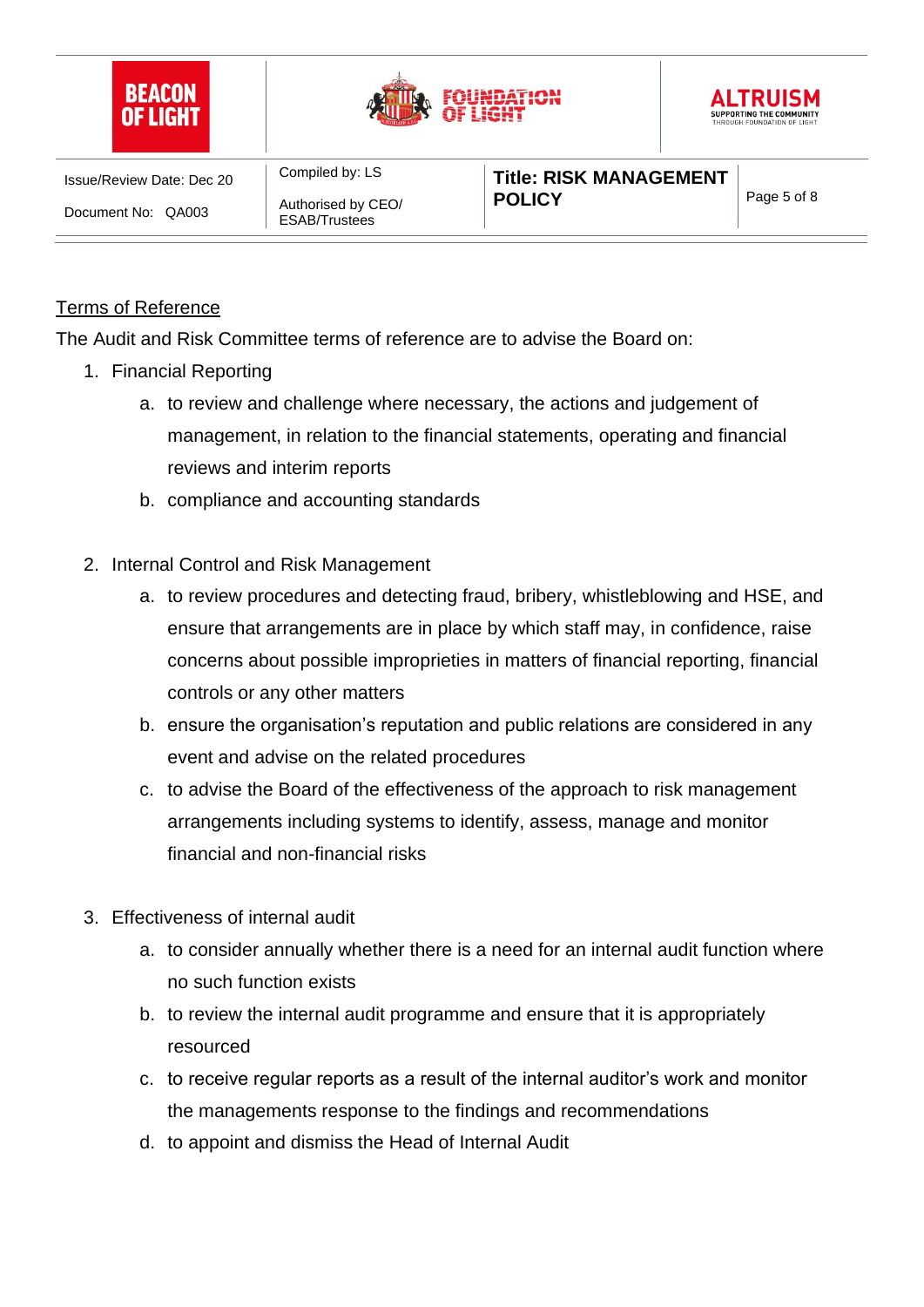<u>Terms of Reference</u>

The Audit and Risk Committee terms of reference are to advise the Board on:

1. Financial Reporting
    a. to review and challenge where necessary, the actions and judgement of management, in relation to the financial statements, operating and financial reviews and interim reports
    b. compliance and accounting standards

2. Internal Control and Risk Management
    a. to review procedures and detecting fraud, bribery, whistleblowing and HSE, and ensure that arrangements are in place by which staff may, in confidence, raise concerns about possible improprieties in matters of financial reporting, financial controls or any other matters
    b. ensure the organisation's reputation and public relations are considered in any event and advise on the related procedures
    c. to advise the Board of the effectiveness of the approach to risk management arrangements including systems to identify, assess, manage and monitor financial and non-financial risks

3. Effectiveness of internal audit
    a. to consider annually whether there is a need for an internal audit function where no such function exists
    b. to review the internal audit programme and ensure that it is appropriately resourced
    c. to receive regular reports as a result of the internal auditor's work and monitor the managements response to the findings and recommendations
    d. to appoint and dismiss the Head of Internal Audit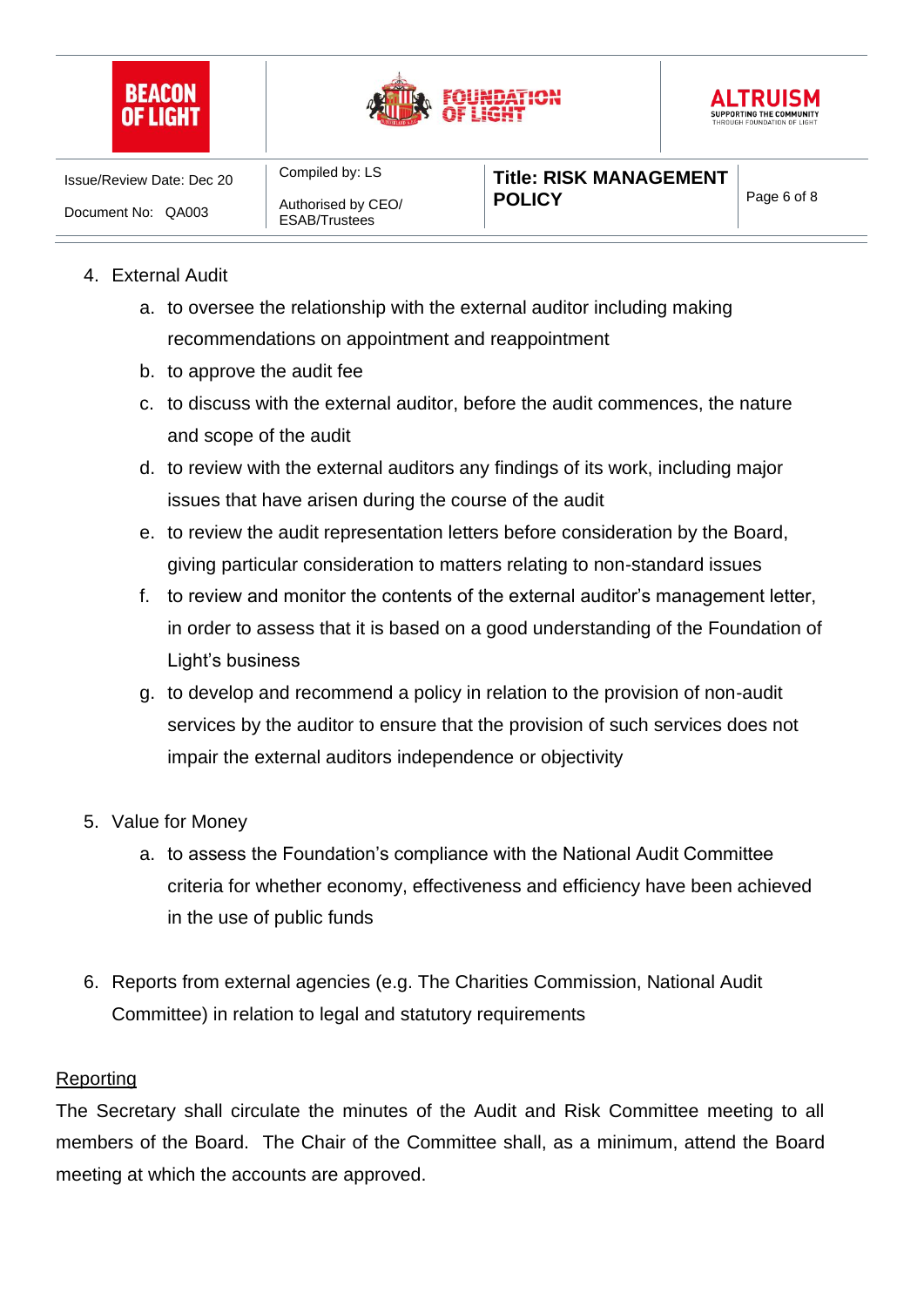4. External Audit
    a. to oversee the relationship with the external auditor including making recommendations on appointment and reappointment
    b. to approve the audit fee
    c. to discuss with the external auditor, before the audit commences, the nature and scope of the audit
    d. to review with the external auditors any findings of its work, including major issues that have arisen during the course of the audit
    e. to review the audit representation letters before consideration by the Board, giving particular consideration to matters relating to non-standard issues
    f. to review and monitor the contents of the external auditor's management letter, in order to assess that it is based on a good understanding of the Foundation of Light's business
    g. to develop and recommend a policy in relation to the provision of non-audit services by the auditor to ensure that the provision of such services does not impair the external auditors independence or objectivity

5. Value for Money
    a. to assess the Foundation's compliance with the National Audit Committee criteria for whether economy, effectiveness and efficiency have been achieved in the use of public funds

6. Reports from external agencies (e.g. The Charities Commission, National Audit Committee) in relation to legal and statutory requirements

<u>Reporting</u>

The Secretary shall circulate the minutes of the Audit and Risk Committee meeting to all members of the Board. The Chair of the Committee shall, as a minimum, attend the Board meeting at which the accounts are approved.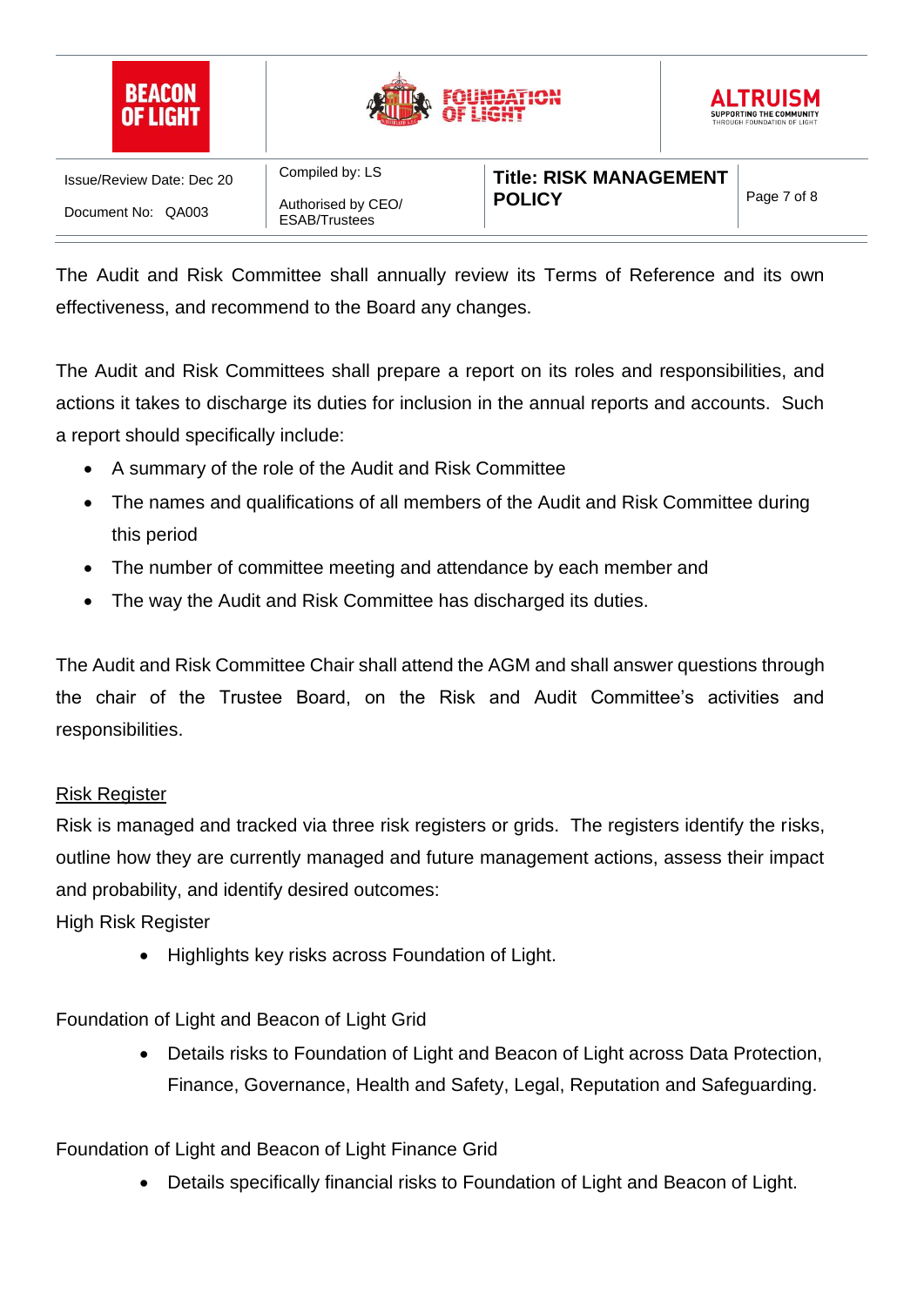The Audit and Risk Committee shall annually review its Terms of Reference and its own effectiveness, and recommend to the Board any changes.

The Audit and Risk Committees shall prepare a report on its roles and responsibilities, and actions it takes to discharge its duties for inclusion in the annual reports and accounts. Such a report should specifically include:

- A summary of the role of the Audit and Risk Committee
- The names and qualifications of all members of the Audit and Risk Committee during this period
- The number of committee meeting and attendance by each member and
- The way the Audit and Risk Committee has discharged its duties.

The Audit and Risk Committee Chair shall attend the AGM and shall answer questions through the chair of the Trustee Board, on the Risk and Audit Committee's activities and responsibilities.

<u>Risk Register</u>

Risk is managed and tracked via three risk registers or grids. The registers identify the risks, outline how they are currently managed and future management actions, assess their impact and probability, and identify desired outcomes:

High Risk Register

- Highlights key risks across Foundation of Light.

Foundation of Light and Beacon of Light Grid

- Details risks to Foundation of Light and Beacon of Light across Data Protection, Finance, Governance, Health and Safety, Legal, Reputation and Safeguarding.

Foundation of Light and Beacon of Light Finance Grid

- Details specifically financial risks to Foundation of Light and Beacon of Light.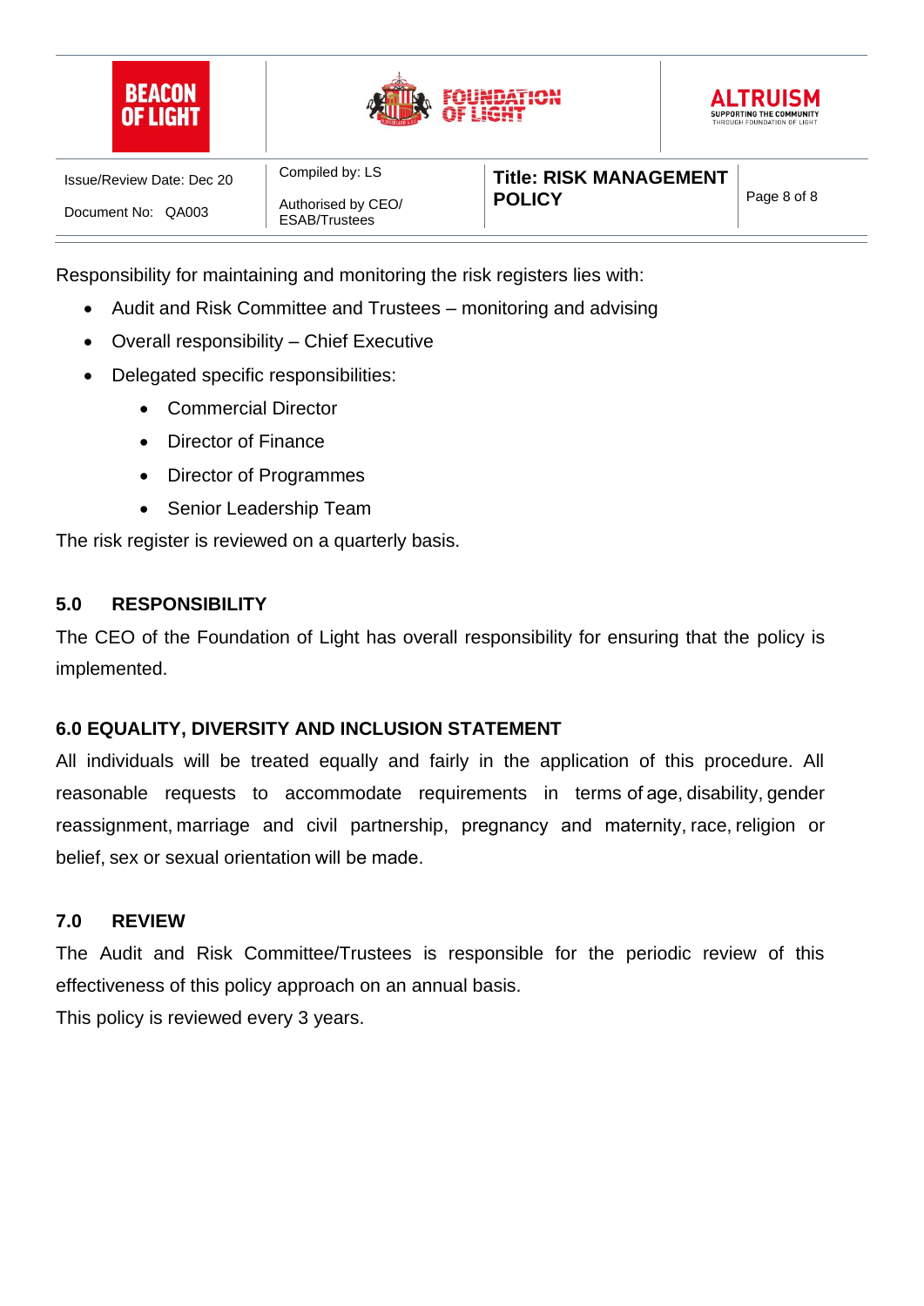Responsibility for maintaining and monitoring the risk registers lies with:

- Audit and Risk Committee and Trustees – monitoring and advising
- Overall responsibility – Chief Executive
- Delegated specific responsibilities:
    - Commercial Director
    - Director of Finance
    - Director of Programmes
    - Senior Leadership Team

The risk register is reviewed on a quarterly basis.

## 5.0 RESPONSIBILITY

The CEO of the Foundation of Light has overall responsibility for ensuring that the policy is implemented.

## 6.0 EQUALITY, DIVERSITY AND INCLUSION STATEMENT

All individuals will be treated equally and fairly in the application of this procedure. All reasonable requests to accommodate requirements in terms of age, disability, gender reassignment, marriage and civil partnership, pregnancy and maternity, race, religion or belief, sex or sexual orientation will be made.

## 7.0 REVIEW

The Audit and Risk Committee/Trustees is responsible for the periodic review of this effectiveness of this policy approach on an annual basis.

This policy is reviewed every 3 years.